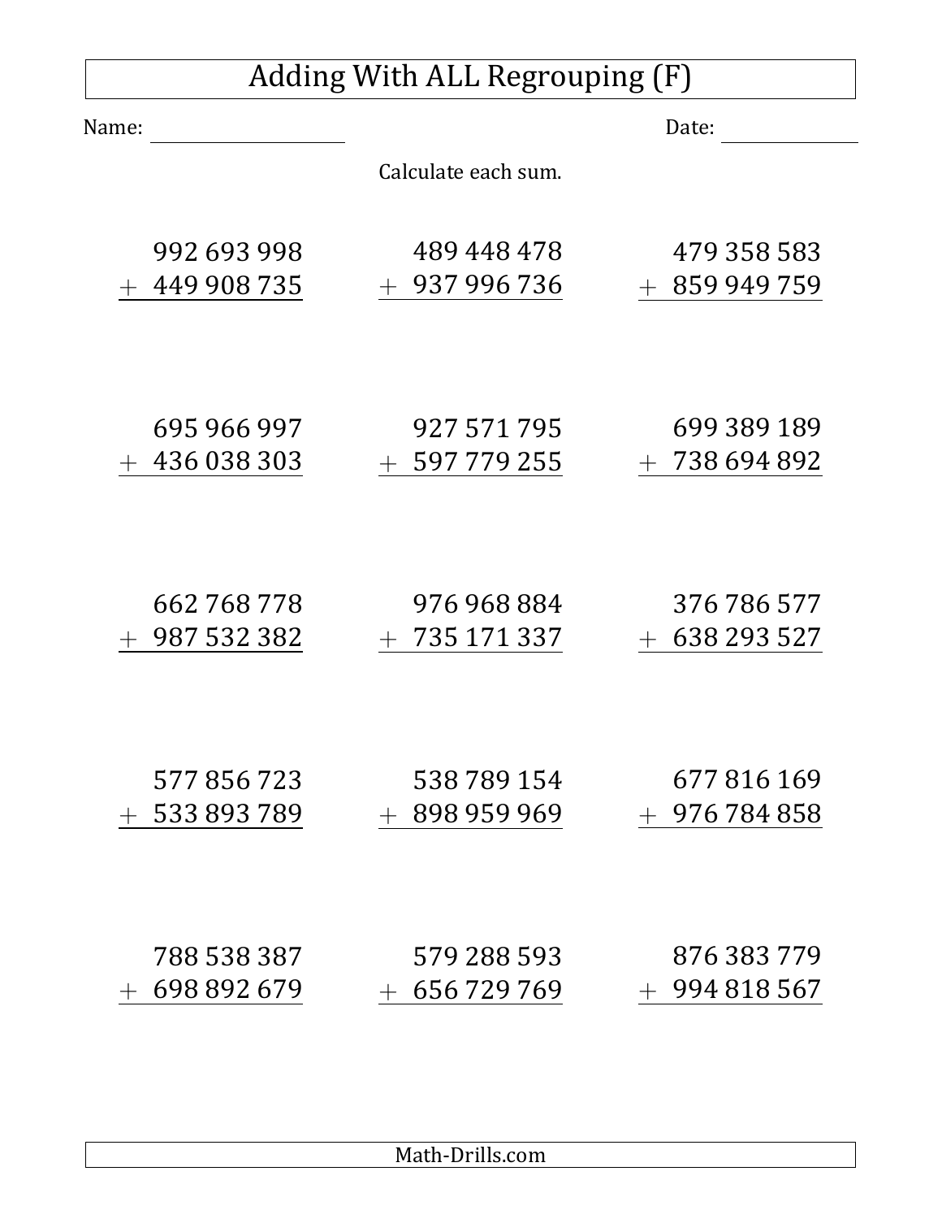# Adding With ALL Regrouping (F)

Name: ______________ Date: ______________

Calculate each sum.

|   |   |   |
|---|---|---|
| 992 693 998 + 449 908 735 | 489 448 478 + 937 996 736 | 479 358 583 + 859 949 759 |
| 695 966 997 + 436 038 303 | 927 571 795 + 597 779 255 | 699 389 189 + 738 694 892 |
| 662 768 778 + 987 532 382 | 976 968 884 + 735 171 337 | 376 786 577 + 638 293 527 |
| 577 856 723 + 533 893 789 | 538 789 154 + 898 959 969 | 677 816 169 + 976 784 858 |
| 788 538 387 + 698 892 679 | 579 288 593 + 656 729 769 | 876 383 779 + 994 818 567 |

Math-Drills.com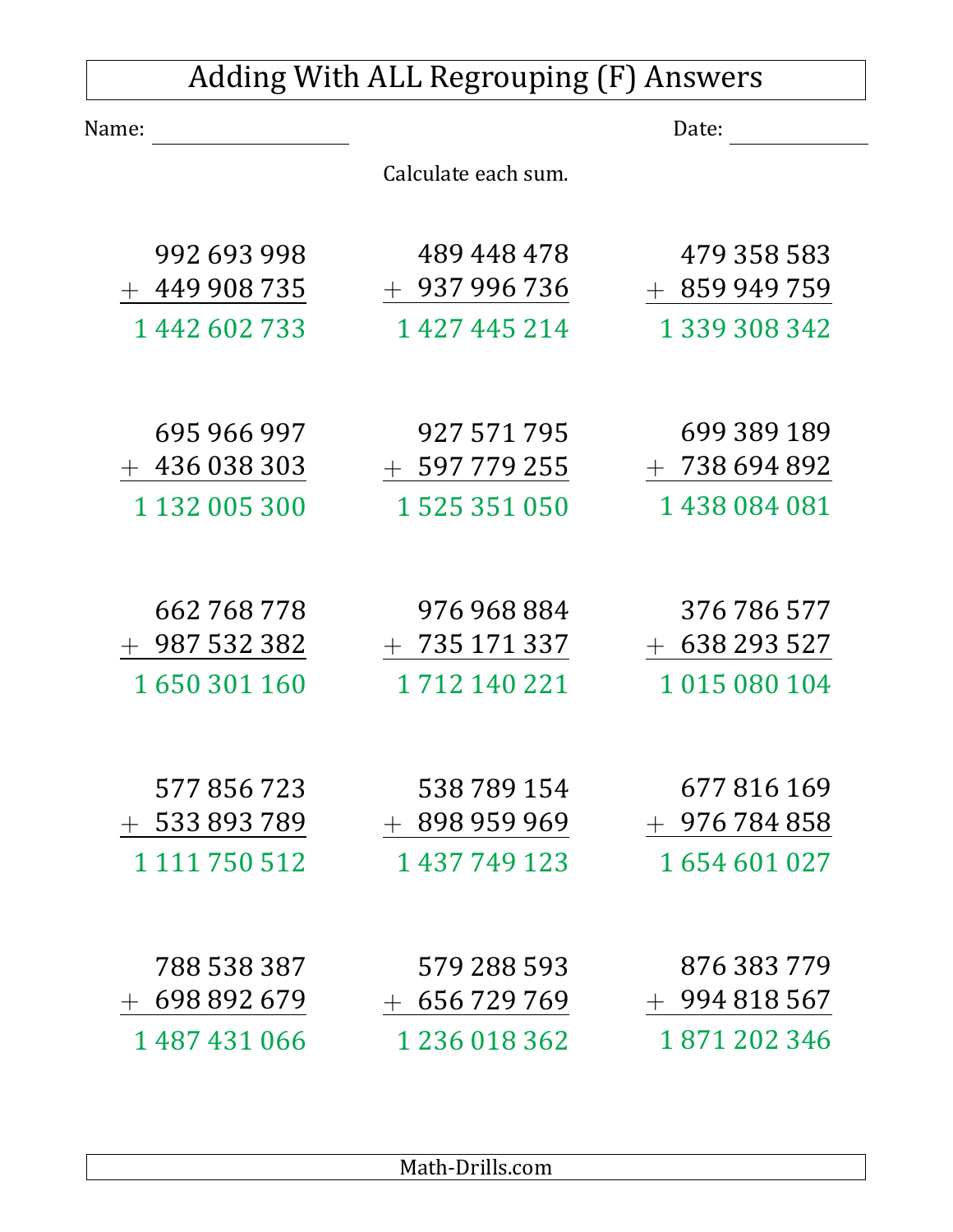# Adding With ALL Regrouping (F) Answers

Name: ________________ Date: ____________

Calculate each sum.

| | | |
|---|---|---|
| 992 693 998 + 449 908 735 = 1 442 602 733 | 489 448 478 + 937 996 736 = 1 427 445 214 | 479 358 583 + 859 949 759 = 1 339 308 342 |
| 695 966 997 + 436 038 303 = 1 132 005 300 | 927 571 795 + 597 779 255 = 1 525 351 050 | 699 389 189 + 738 694 892 = 1 438 084 081 |
| 662 768 778 + 987 532 382 = 1 650 301 160 | 976 968 884 + 735 171 337 = 1 712 140 221 | 376 786 577 + 638 293 527 = 1 015 080 104 |
| 577 856 723 + 533 893 789 = 1 111 750 512 | 538 789 154 + 898 959 969 = 1 437 749 123 | 677 816 169 + 976 784 858 = 1 654 601 027 |
| 788 538 387 + 698 892 679 = 1 487 431 066 | 579 288 593 + 656 729 769 = 1 236 018 362 | 876 383 779 + 994 818 567 = 1 871 202 346 |

Math-Drills.com